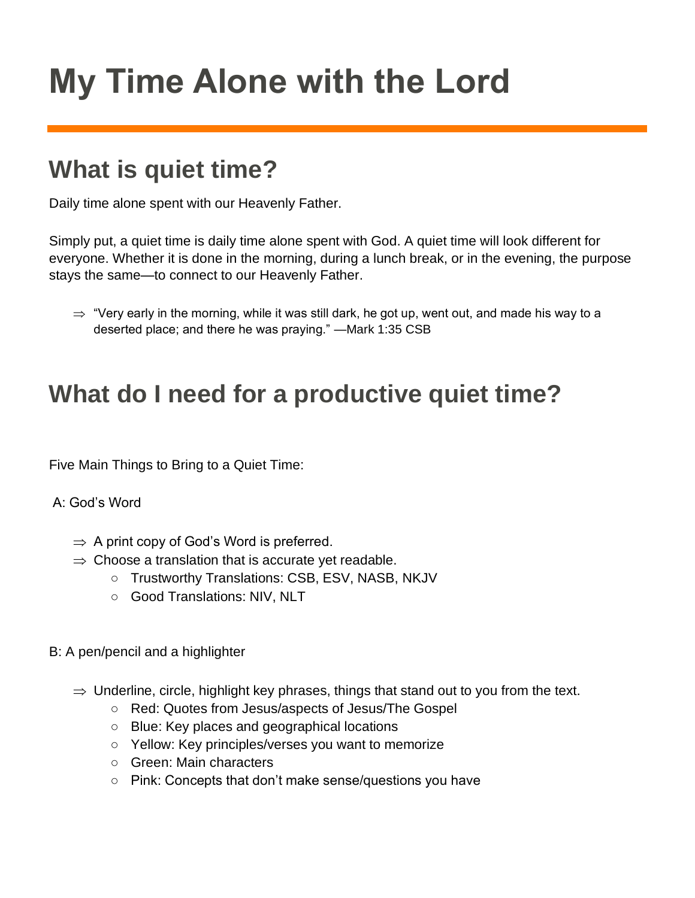# My Time Alone with the Lord

## What is quiet time?

Daily time alone spent with our Heavenly Father.

Simply put, a quiet time is daily time alone spent with God. A quiet time will look different for everyone. Whether it is done in the morning, during a lunch break, or in the evening, the purpose stays the same—to connect to our Heavenly Father.

- ⇒ "Very early in the morning, while it was still dark, he got up, went out, and made his way to a deserted place; and there he was praying." —Mark 1:35 CSB

## What do I need for a productive quiet time?

Five Main Things to Bring to a Quiet Time:

A: God's Word

- ⇒ A print copy of God's Word is preferred.
- ⇒ Choose a translation that is accurate yet readable.
  - Trustworthy Translations: CSB, ESV, NASB, NKJV
  - Good Translations: NIV, NLT

B: A pen/pencil and a highlighter

- ⇒ Underline, circle, highlight key phrases, things that stand out to you from the text.
  - Red: Quotes from Jesus/aspects of Jesus/The Gospel
  - Blue: Key places and geographical locations
  - Yellow: Key principles/verses you want to memorize
  - Green: Main characters
  - Pink: Concepts that don't make sense/questions you have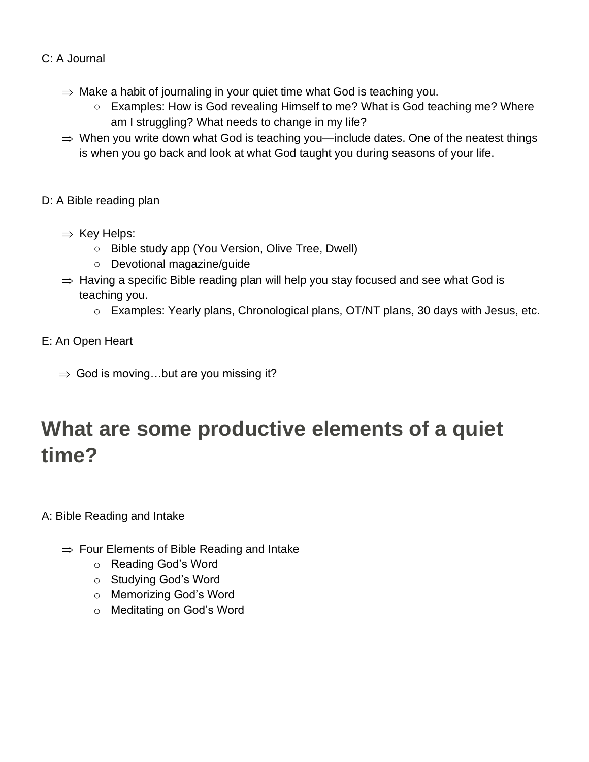C: A Journal

- ⇒ Make a habit of journaling in your quiet time what God is teaching you.
    - Examples: How is God revealing Himself to me? What is God teaching me? Where am I struggling? What needs to change in my life?
- ⇒ When you write down what God is teaching you—include dates. One of the neatest things is when you go back and look at what God taught you during seasons of your life.

D: A Bible reading plan

- ⇒ Key Helps:
    - Bible study app (You Version, Olive Tree, Dwell)
    - Devotional magazine/guide
- ⇒ Having a specific Bible reading plan will help you stay focused and see what God is teaching you.
    - Examples: Yearly plans, Chronological plans, OT/NT plans, 30 days with Jesus, etc.

E: An Open Heart

- ⇒ God is moving…but are you missing it?

## What are some productive elements of a quiet time?

A: Bible Reading and Intake

- ⇒ Four Elements of Bible Reading and Intake
    - Reading God's Word
    - Studying God's Word
    - Memorizing God's Word
    - Meditating on God's Word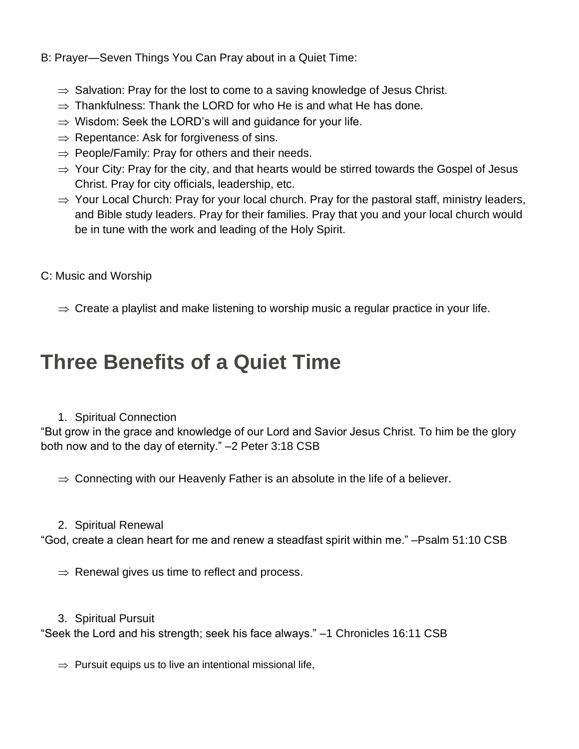B: Prayer—Seven Things You Can Pray about in a Quiet Time:

- ⇒ Salvation: Pray for the lost to come to a saving knowledge of Jesus Christ.
- ⇒ Thankfulness: Thank the LORD for who He is and what He has done.
- ⇒ Wisdom: Seek the LORD's will and guidance for your life.
- ⇒ Repentance: Ask for forgiveness of sins.
- ⇒ People/Family: Pray for others and their needs.
- ⇒ Your City: Pray for the city, and that hearts would be stirred towards the Gospel of Jesus Christ. Pray for city officials, leadership, etc.
- ⇒ Your Local Church: Pray for your local church. Pray for the pastoral staff, ministry leaders, and Bible study leaders. Pray for their families. Pray that you and your local church would be in tune with the work and leading of the Holy Spirit.

C: Music and Worship

- ⇒ Create a playlist and make listening to worship music a regular practice in your life.

# Three Benefits of a Quiet Time

1. Spiritual Connection

"But grow in the grace and knowledge of our Lord and Savior Jesus Christ. To him be the glory both now and to the day of eternity." –2 Peter 3:18 CSB

- ⇒ Connecting with our Heavenly Father is an absolute in the life of a believer.

2. Spiritual Renewal

"God, create a clean heart for me and renew a steadfast spirit within me." –Psalm 51:10 CSB

- ⇒ Renewal gives us time to reflect and process.

3. Spiritual Pursuit

"Seek the Lord and his strength; seek his face always." –1 Chronicles 16:11 CSB

- ⇒ Pursuit equips us to live an intentional missional life,